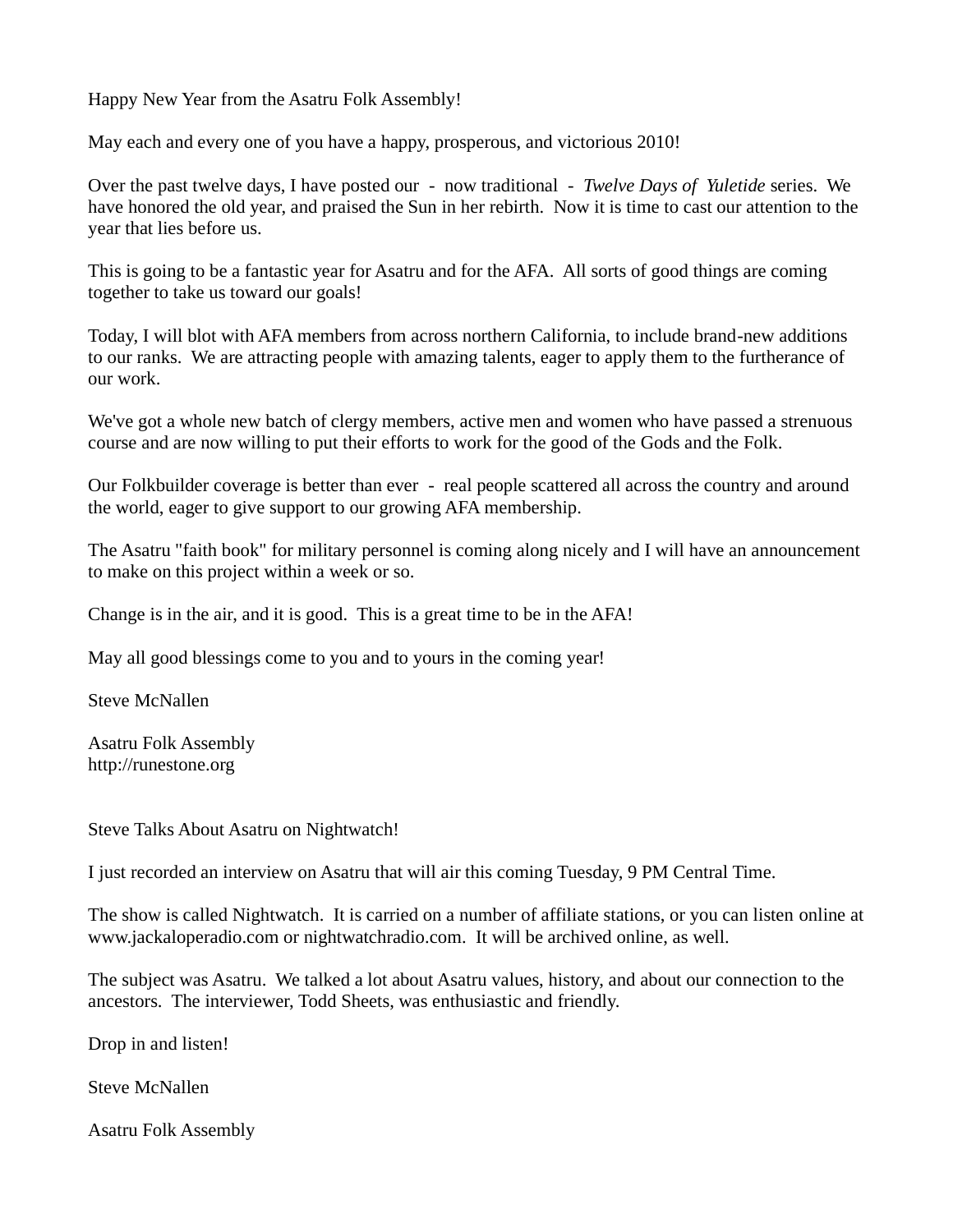Happy New Year from the Asatru Folk Assembly!

May each and every one of you have a happy, prosperous, and victorious 2010!

Over the past twelve days, I have posted our - now traditional - *Twelve Days of Yuletide* series. We have honored the old year, and praised the Sun in her rebirth. Now it is time to cast our attention to the year that lies before us.

This is going to be a fantastic year for Asatru and for the AFA. All sorts of good things are coming together to take us toward our goals!

Today, I will blot with AFA members from across northern California, to include brand-new additions to our ranks. We are attracting people with amazing talents, eager to apply them to the furtherance of our work.

We've got a whole new batch of clergy members, active men and women who have passed a strenuous course and are now willing to put their efforts to work for the good of the Gods and the Folk.

Our Folkbuilder coverage is better than ever - real people scattered all across the country and around the world, eager to give support to our growing AFA membership.

The Asatru "faith book" for military personnel is coming along nicely and I will have an announcement to make on this project within a week or so.

Change is in the air, and it is good. This is a great time to be in the AFA!

May all good blessings come to you and to yours in the coming year!

Steve McNallen

Asatru Folk Assembly
http://runestone.org

Steve Talks About Asatru on Nightwatch!

I just recorded an interview on Asatru that will air this coming Tuesday, 9 PM Central Time.

The show is called Nightwatch. It is carried on a number of affiliate stations, or you can listen online at www.jackaloperadio.com or nightwatchradio.com. It will be archived online, as well.

The subject was Asatru. We talked a lot about Asatru values, history, and about our connection to the ancestors. The interviewer, Todd Sheets, was enthusiastic and friendly.

Drop in and listen!

Steve McNallen

Asatru Folk Assembly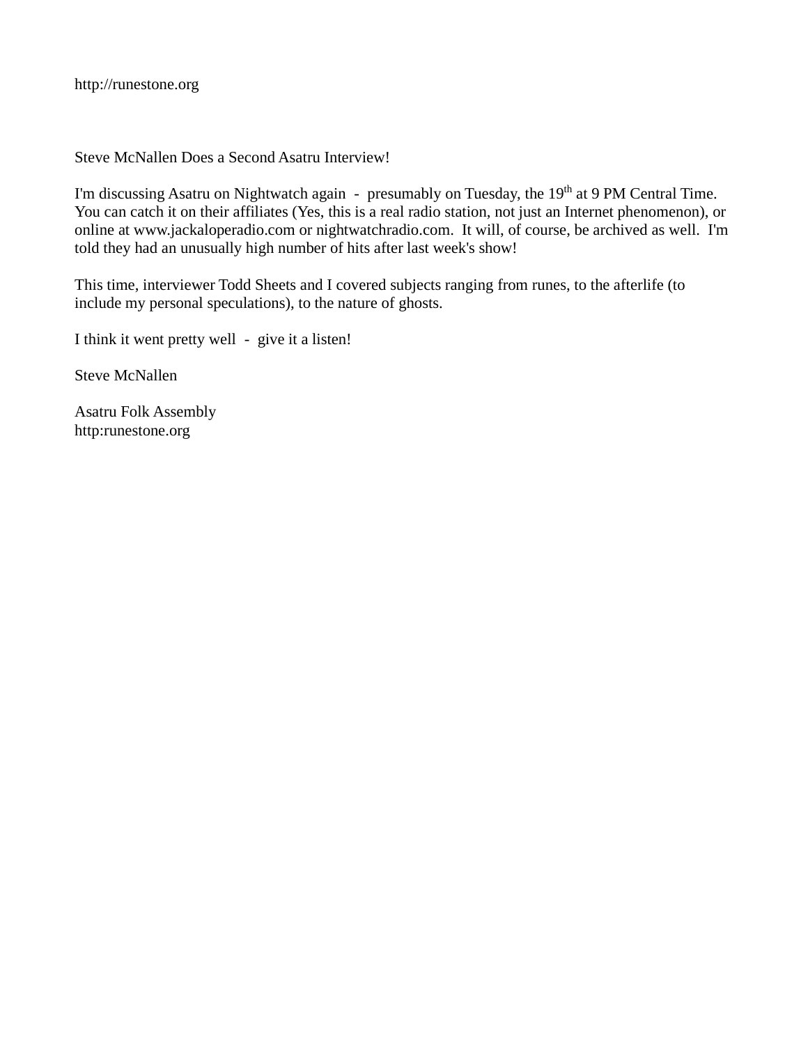http://runestone.org

Steve McNallen Does a Second Asatru Interview!

I'm discussing Asatru on Nightwatch again - presumably on Tuesday, the 19th at 9 PM Central Time. You can catch it on their affiliates (Yes, this is a real radio station, not just an Internet phenomenon), or online at www.jackaloperadio.com or nightwatchradio.com. It will, of course, be archived as well. I'm told they had an unusually high number of hits after last week's show!

This time, interviewer Todd Sheets and I covered subjects ranging from runes, to the afterlife (to include my personal speculations), to the nature of ghosts.

I think it went pretty well - give it a listen!

Steve McNallen

Asatru Folk Assembly  
http:runestone.org